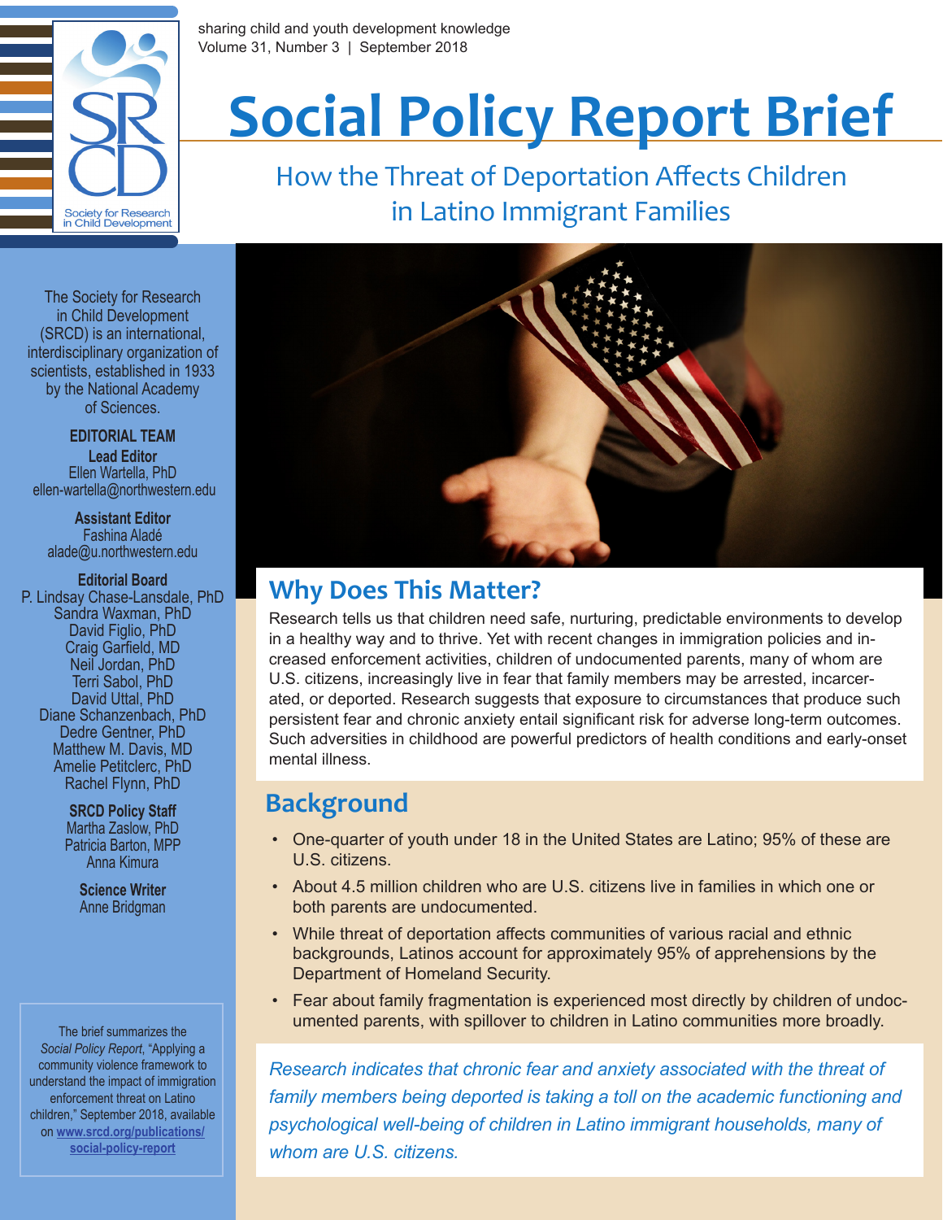sharing child and youth development knowledge
Volume 31, Number 3 | September 2018

# Social Policy Report Brief

## How the Threat of Deportation Affects Children in Latino Immigrant Families

The Society for Research in Child Development (SRCD) is an international, interdisciplinary organization of scientists, established in 1933 by the National Academy of Sciences.

**EDITORIAL TEAM**

**Lead Editor**
Ellen Wartella, PhD
ellen-wartella@northwestern.edu

**Assistant Editor**
Fashina Aladé
alade@u.northwestern.edu

**Editorial Board**
P. Lindsay Chase-Lansdale, PhD
Sandra Waxman, PhD
David Figlio, PhD
Craig Garfield, MD
Neil Jordan, PhD
Terri Sabol, PhD
David Uttal, PhD
Diane Schanzenbach, PhD
Dedre Gentner, PhD
Matthew M. Davis, MD
Amelie Petitclerc, PhD
Rachel Flynn, PhD

**SRCD Policy Staff**
Martha Zaslow, PhD
Patricia Barton, MPP
Anna Kimura

**Science Writer**
Anne Bridgman

The brief summarizes the *Social Policy Report*, "Applying a community violence framework to understand the impact of immigration enforcement threat on Latino children," September 2018, available on www.srcd.org/publications/social-policy-report

## Why Does This Matter?

Research tells us that children need safe, nurturing, predictable environments to develop in a healthy way and to thrive. Yet with recent changes in immigration policies and increased enforcement activities, children of undocumented parents, many of whom are U.S. citizens, increasingly live in fear that family members may be arrested, incarcerated, or deported. Research suggests that exposure to circumstances that produce such persistent fear and chronic anxiety entail significant risk for adverse long-term outcomes. Such adversities in childhood are powerful predictors of health conditions and early-onset mental illness.

## Background

- One-quarter of youth under 18 in the United States are Latino; 95% of these are U.S. citizens.
- About 4.5 million children who are U.S. citizens live in families in which one or both parents are undocumented.
- While threat of deportation affects communities of various racial and ethnic backgrounds, Latinos account for approximately 95% of apprehensions by the Department of Homeland Security.
- Fear about family fragmentation is experienced most directly by children of undocumented parents, with spillover to children in Latino communities more broadly.

*Research indicates that chronic fear and anxiety associated with the threat of family members being deported is taking a toll on the academic functioning and psychological well-being of children in Latino immigrant households, many of whom are U.S. citizens.*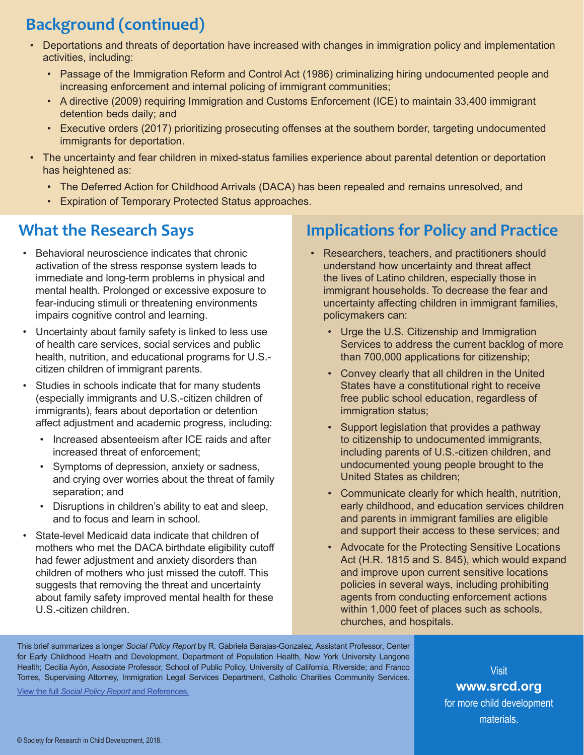## Background (continued)

- Deportations and threats of deportation have increased with changes in immigration policy and implementation activities, including:
  - Passage of the Immigration Reform and Control Act (1986) criminalizing hiring undocumented people and increasing enforcement and internal policing of immigrant communities;
  - A directive (2009) requiring Immigration and Customs Enforcement (ICE) to maintain 33,400 immigrant detention beds daily; and
  - Executive orders (2017) prioritizing prosecuting offenses at the southern border, targeting undocumented immigrants for deportation.
- The uncertainty and fear children in mixed-status families experience about parental detention or deportation has heightened as:
  - The Deferred Action for Childhood Arrivals (DACA) has been repealed and remains unresolved, and
  - Expiration of Temporary Protected Status approaches.

## What the Research Says

- Behavioral neuroscience indicates that chronic activation of the stress response system leads to immediate and long-term problems in physical and mental health. Prolonged or excessive exposure to fear-inducing stimuli or threatening environments impairs cognitive control and learning.
- Uncertainty about family safety is linked to less use of health care services, social services and public health, nutrition, and educational programs for U.S.-citizen children of immigrant parents.
- Studies in schools indicate that for many students (especially immigrants and U.S.-citizen children of immigrants), fears about deportation or detention affect adjustment and academic progress, including:
  - Increased absenteeism after ICE raids and after increased threat of enforcement;
  - Symptoms of depression, anxiety or sadness, and crying over worries about the threat of family separation; and
  - Disruptions in children's ability to eat and sleep, and to focus and learn in school.
- State-level Medicaid data indicate that children of mothers who met the DACA birthdate eligibility cutoff had fewer adjustment and anxiety disorders than children of mothers who just missed the cutoff. This suggests that removing the threat and uncertainty about family safety improved mental health for these U.S.-citizen children.

## Implications for Policy and Practice

- Researchers, teachers, and practitioners should understand how uncertainty and threat affect the lives of Latino children, especially those in immigrant households. To decrease the fear and uncertainty affecting children in immigrant families, policymakers can:
  - Urge the U.S. Citizenship and Immigration Services to address the current backlog of more than 700,000 applications for citizenship;
  - Convey clearly that all children in the United States have a constitutional right to receive free public school education, regardless of immigration status;
  - Support legislation that provides a pathway to citizenship to undocumented immigrants, including parents of U.S.-citizen children, and undocumented young people brought to the United States as children;
  - Communicate clearly for which health, nutrition, early childhood, and education services children and parents in immigrant families are eligible and support their access to these services; and
  - Advocate for the Protecting Sensitive Locations Act (H.R. 1815 and S. 845), which would expand and improve upon current sensitive locations policies in several ways, including prohibiting agents from conducting enforcement actions within 1,000 feet of places such as schools, churches, and hospitals.

This brief summarizes a longer *Social Policy Report* by R. Gabriela Barajas-Gonzalez, Assistant Professor, Center for Early Childhood Health and Development, Department of Population Health, New York University Langone Health; Cecilia Ayón, Associate Professor, School of Public Policy, University of California, Riverside; and Franco Torres, Supervising Attorney, Immigration Legal Services Department, Catholic Charities Community Services.

View the full *Social Policy Report* and References.

Visit **www.srcd.org** for more child development materials.

© Society for Research in Child Development, 2018.